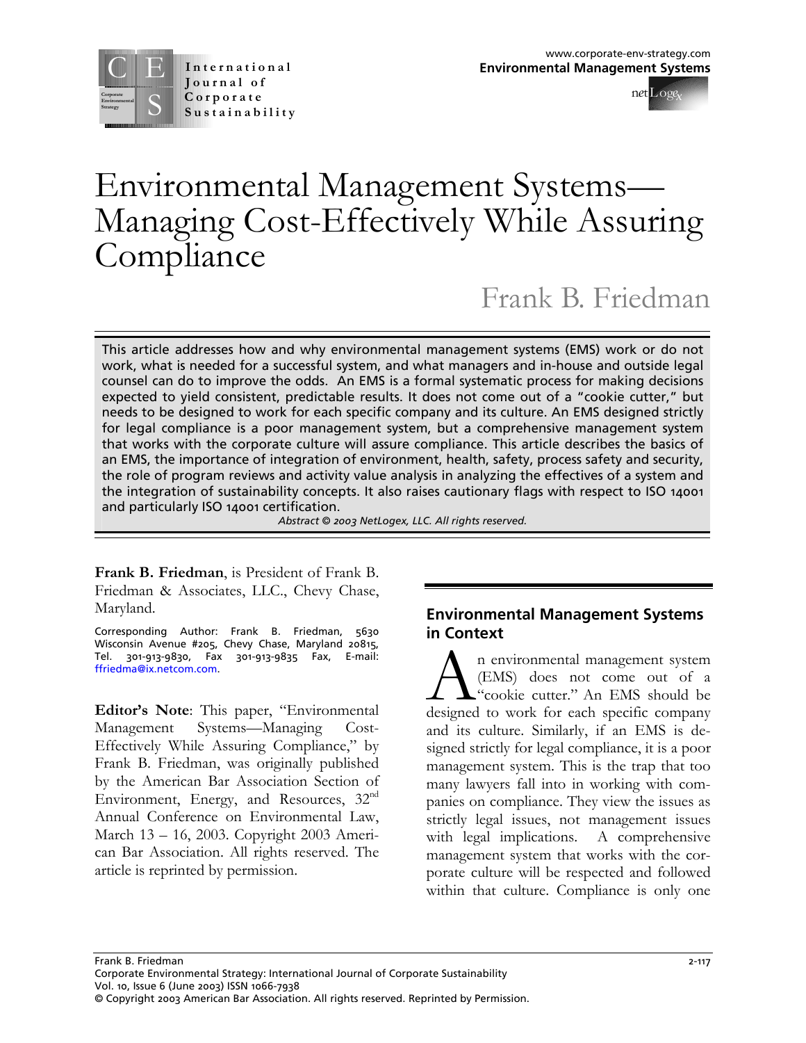# Environmental Management Systems—Managing Cost-Effectively While Assuring Compliance

Frank B. Friedman

This article addresses how and why environmental management systems (EMS) work or do not work, what is needed for a successful system, and what managers and in-house and outside legal counsel can do to improve the odds. An EMS is a formal systematic process for making decisions expected to yield consistent, predictable results. It does not come out of a "cookie cutter," but needs to be designed to work for each specific company and its culture. An EMS designed strictly for legal compliance is a poor management system, but a comprehensive management system that works with the corporate culture will assure compliance. This article describes the basics of an EMS, the importance of integration of environment, health, safety, process safety and security, the role of program reviews and activity value analysis in analyzing the effectives of a system and the integration of sustainability concepts. It also raises cautionary flags with respect to ISO 14001 and particularly ISO 14001 certification.

*Abstract © 2003 NetLogex, LLC. All rights reserved.*

**Frank B. Friedman**, is President of Frank B. Friedman & Associates, LLC., Chevy Chase, Maryland.

Corresponding Author: Frank B. Friedman, 5630 Wisconsin Avenue #205, Chevy Chase, Maryland 20815, Tel. 301-913-9830, Fax 301-913-9835 Fax, E-mail: ffriedma@ix.netcom.com.

**Editor's Note**: This paper, "Environmental Management Systems—Managing Cost-Effectively While Assuring Compliance," by Frank B. Friedman, was originally published by the American Bar Association Section of Environment, Energy, and Resources, 32nd Annual Conference on Environmental Law, March 13 – 16, 2003. Copyright 2003 American Bar Association. All rights reserved. The article is reprinted by permission.

## Environmental Management Systems in Context

An environmental management system (EMS) does not come out of a "cookie cutter." An EMS should be designed to work for each specific company and its culture. Similarly, if an EMS is designed strictly for legal compliance, it is a poor management system. This is the trap that too many lawyers fall into in working with companies on compliance. They view the issues as strictly legal issues, not management issues with legal implications. A comprehensive management system that works with the corporate culture will be respected and followed within that culture. Compliance is only one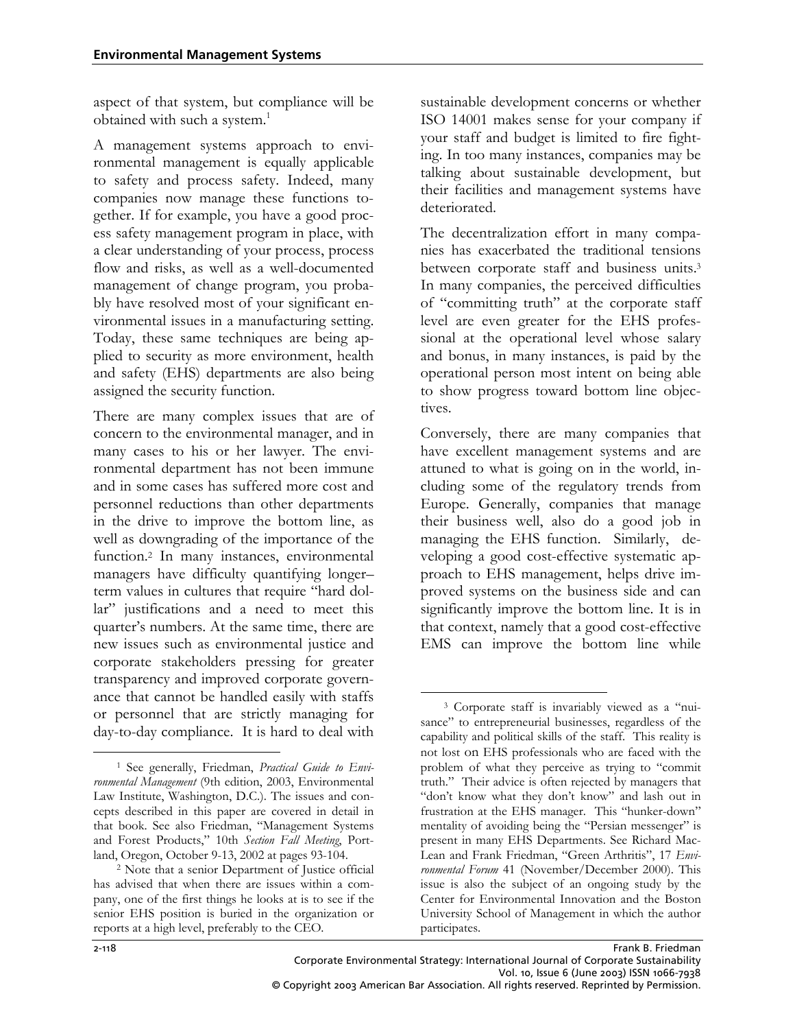aspect of that system, but compliance will be obtained with such a system.[1]

A management systems approach to environmental management is equally applicable to safety and process safety. Indeed, many companies now manage these functions together. If for example, you have a good process safety management program in place, with a clear understanding of your process, process flow and risks, as well as a well-documented management of change program, you probably have resolved most of your significant environmental issues in a manufacturing setting. Today, these same techniques are being applied to security as more environment, health and safety (EHS) departments are also being assigned the security function.

There are many complex issues that are of concern to the environmental manager, and in many cases to his or her lawyer. The environmental department has not been immune and in some cases has suffered more cost and personnel reductions than other departments in the drive to improve the bottom line, as well as downgrading of the importance of the function.[2] In many instances, environmental managers have difficulty quantifying longer–term values in cultures that require "hard dollar" justifications and a need to meet this quarter's numbers. At the same time, there are new issues such as environmental justice and corporate stakeholders pressing for greater transparency and improved corporate governance that cannot be handled easily with staffs or personnel that are strictly managing for day-to-day compliance. It is hard to deal with sustainable development concerns or whether ISO 14001 makes sense for your company if your staff and budget is limited to fire fighting. In too many instances, companies may be talking about sustainable development, but their facilities and management systems have deteriorated.

The decentralization effort in many companies has exacerbated the traditional tensions between corporate staff and business units.[3] In many companies, the perceived difficulties of "committing truth" at the corporate staff level are even greater for the EHS professional at the operational level whose salary and bonus, in many instances, is paid by the operational person most intent on being able to show progress toward bottom line objectives.

Conversely, there are many companies that have excellent management systems and are attuned to what is going on in the world, including some of the regulatory trends from Europe. Generally, companies that manage their business well, also do a good job in managing the EHS function. Similarly, developing a good cost-effective systematic approach to EHS management, helps drive improved systems on the business side and can significantly improve the bottom line. It is in that context, namely that a good cost-effective EMS can improve the bottom line while

---

[1] See generally, Friedman, *Practical Guide to Environmental Management* (9th edition, 2003, Environmental Law Institute, Washington, D.C.). The issues and concepts described in this paper are covered in detail in that book. See also Friedman, "Management Systems and Forest Products," 10th *Section Fall Meeting*, Portland, Oregon, October 9-13, 2002 at pages 93-104.

[2] Note that a senior Department of Justice official has advised that when there are issues within a company, one of the first things he looks at is to see if the senior EHS position is buried in the organization or reports at a high level, preferably to the CEO.

[3] Corporate staff is invariably viewed as a "nuisance" to entrepreneurial businesses, regardless of the capability and political skills of the staff. This reality is not lost on EHS professionals who are faced with the problem of what they perceive as trying to "commit truth." Their advice is often rejected by managers that "don't know what they don't know" and lash out in frustration at the EHS manager. This "hunker-down" mentality of avoiding being the "Persian messenger" is present in many EHS Departments. See Richard MacLean and Frank Friedman, "Green Arthritis", 17 *Environmental Forum* 41 (November/December 2000). This issue is also the subject of an ongoing study by the Center for Environmental Innovation and the Boston University School of Management in which the author participates.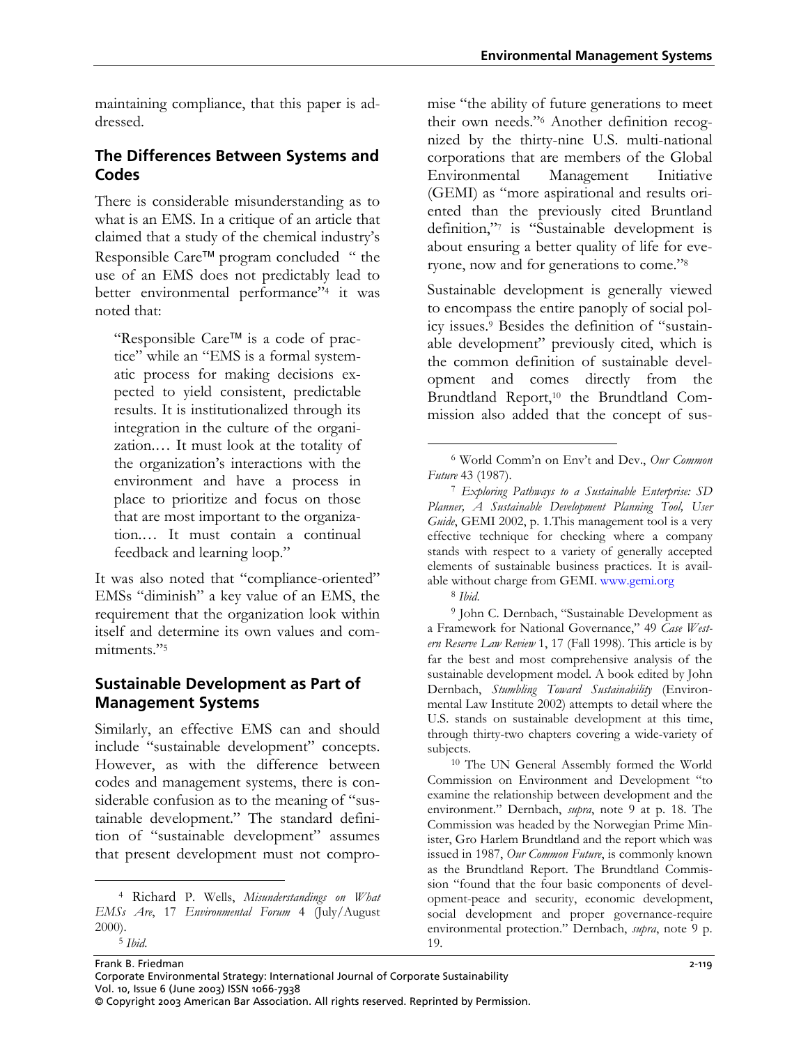maintaining compliance, that this paper is addressed.

## The Differences Between Systems and Codes

There is considerable misunderstanding as to what is an EMS. In a critique of an article that claimed that a study of the chemical industry's Responsible Care™ program concluded " the use of an EMS does not predictably lead to better environmental performance"[4] it was noted that:

> "Responsible Care™ is a code of practice" while an "EMS is a formal systematic process for making decisions expected to yield consistent, predictable results. It is institutionalized through its integration in the culture of the organization.… It must look at the totality of the organization's interactions with the environment and have a process in place to prioritize and focus on those that are most important to the organization.… It must contain a continual feedback and learning loop."

It was also noted that "compliance-oriented" EMSs "diminish" a key value of an EMS, the requirement that the organization look within itself and determine its own values and commitments."[5]

## Sustainable Development as Part of Management Systems

Similarly, an effective EMS can and should include "sustainable development" concepts. However, as with the difference between codes and management systems, there is considerable confusion as to the meaning of "sustainable development." The standard definition of "sustainable development" assumes that present development must not compromise "the ability of future generations to meet their own needs."[6] Another definition recognized by the thirty-nine U.S. multi-national corporations that are members of the Global Environmental Management Initiative (GEMI) as "more aspirational and results oriented than the previously cited Bruntland definition,"[7] is "Sustainable development is about ensuring a better quality of life for everyone, now and for generations to come."[8]

Sustainable development is generally viewed to encompass the entire panoply of social policy issues.[9] Besides the definition of "sustainable development" previously cited, which is the common definition of sustainable development and comes directly from the Brundtland Report,[10] the Brundtland Commission also added that the concept of sus-

---

[4] Richard P. Wells, *Misunderstandings on What EMSs Are*, 17 *Environmental Forum* 4 (July/August 2000).

[5] *Ibid.*

[6] World Comm'n on Env't and Dev., *Our Common Future* 43 (1987).

[7] *Exploring Pathways to a Sustainable Enterprise: SD Planner, A Sustainable Development Planning Tool, User Guide*, GEMI 2002, p. 1.This management tool is a very effective technique for checking where a company stands with respect to a variety of generally accepted elements of sustainable business practices. It is available without charge from GEMI. www.gemi.org

[8] *Ibid.*

[9] John C. Dernbach, "Sustainable Development as a Framework for National Governance," 49 *Case Western Reserve Law Review* 1, 17 (Fall 1998). This article is by far the best and most comprehensive analysis of the sustainable development model. A book edited by John Dernbach, *Stumbling Toward Sustainability* (Environmental Law Institute 2002) attempts to detail where the U.S. stands on sustainable development at this time, through thirty-two chapters covering a wide-variety of subjects.

[10] The UN General Assembly formed the World Commission on Environment and Development "to examine the relationship between development and the environment." Dernbach, *supra*, note 9 at p. 18. The Commission was headed by the Norwegian Prime Minister, Gro Harlem Brundtland and the report which was issued in 1987, *Our Common Future*, is commonly known as the Brundtland Report. The Brundtland Commission "found that the four basic components of development-peace and security, economic development, social development and proper governance-require environmental protection." Dernbach, *supra*, note 9 p. 19.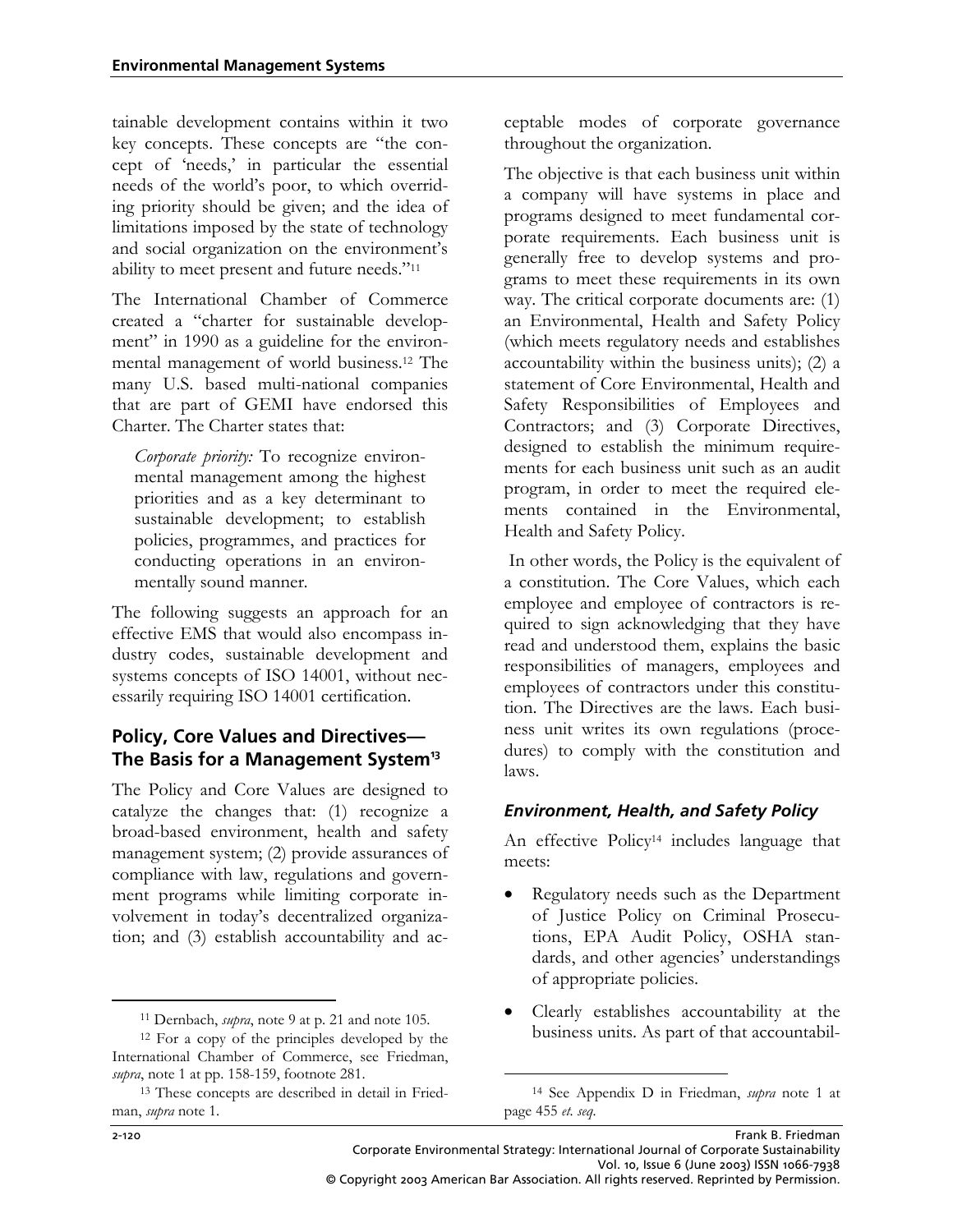tainable development contains within it two key concepts. These concepts are "the concept of 'needs,' in particular the essential needs of the world's poor, to which overriding priority should be given; and the idea of limitations imposed by the state of technology and social organization on the environment's ability to meet present and future needs."[11]

The International Chamber of Commerce created a "charter for sustainable development" in 1990 as a guideline for the environmental management of world business.[12] The many U.S. based multi-national companies that are part of GEMI have endorsed this Charter. The Charter states that:

> *Corporate priority:* To recognize environmental management among the highest priorities and as a key determinant to sustainable development; to establish policies, programmes, and practices for conducting operations in an environmentally sound manner.

The following suggests an approach for an effective EMS that would also encompass industry codes, sustainable development and systems concepts of ISO 14001, without necessarily requiring ISO 14001 certification.

## Policy, Core Values and Directives—The Basis for a Management System[13]

The Policy and Core Values are designed to catalyze the changes that: (1) recognize a broad-based environment, health and safety management system; (2) provide assurances of compliance with law, regulations and government programs while limiting corporate involvement in today's decentralized organization; and (3) establish accountability and acceptable modes of corporate governance throughout the organization.

The objective is that each business unit within a company will have systems in place and programs designed to meet fundamental corporate requirements. Each business unit is generally free to develop systems and programs to meet these requirements in its own way. The critical corporate documents are: (1) an Environmental, Health and Safety Policy (which meets regulatory needs and establishes accountability within the business units); (2) a statement of Core Environmental, Health and Safety Responsibilities of Employees and Contractors; and (3) Corporate Directives, designed to establish the minimum requirements for each business unit such as an audit program, in order to meet the required elements contained in the Environmental, Health and Safety Policy.

In other words, the Policy is the equivalent of a constitution. The Core Values, which each employee and employee of contractors is required to sign acknowledging that they have read and understood them, explains the basic responsibilities of managers, employees and employees of contractors under this constitution. The Directives are the laws. Each business unit writes its own regulations (procedures) to comply with the constitution and laws.

### *Environment, Health, and Safety Policy*

An effective Policy[14] includes language that meets:

- Regulatory needs such as the Department of Justice Policy on Criminal Prosecutions, EPA Audit Policy, OSHA standards, and other agencies' understandings of appropriate policies.
- Clearly establishes accountability at the business units. As part of that accountabil-

---

[11] Dernbach, *supra*, note 9 at p. 21 and note 105.

[12] For a copy of the principles developed by the International Chamber of Commerce, see Friedman, *supra*, note 1 at pp. 158-159, footnote 281.

[13] These concepts are described in detail in Friedman, *supra* note 1.

[14] See Appendix D in Friedman, *supra* note 1 at page 455 *et. seq.*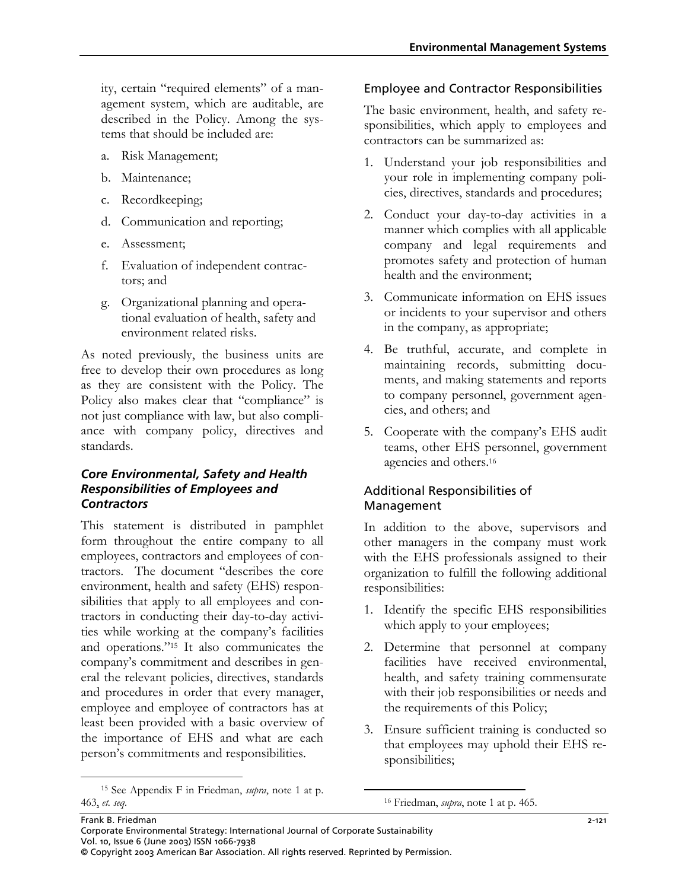ity, certain "required elements" of a management system, which are auditable, are described in the Policy. Among the systems that should be included are:

a. Risk Management;

b. Maintenance;

c. Recordkeeping;

d. Communication and reporting;

e. Assessment;

f. Evaluation of independent contractors; and

g. Organizational planning and operational evaluation of health, safety and environment related risks.

As noted previously, the business units are free to develop their own procedures as long as they are consistent with the Policy. The Policy also makes clear that "compliance" is not just compliance with law, but also compliance with company policy, directives and standards.

### *Core Environmental, Safety and Health Responsibilities of Employees and Contractors*

This statement is distributed in pamphlet form throughout the entire company to all employees, contractors and employees of contractors. The document "describes the core environment, health and safety (EHS) responsibilities that apply to all employees and contractors in conducting their day-to-day activities while working at the company's facilities and operations."[15] It also communicates the company's commitment and describes in general the relevant policies, directives, standards and procedures in order that every manager, employee and employee of contractors has at least been provided with a basic overview of the importance of EHS and what are each person's commitments and responsibilities.

### Employee and Contractor Responsibilities

The basic environment, health, and safety responsibilities, which apply to employees and contractors can be summarized as:

1. Understand your job responsibilities and your role in implementing company policies, directives, standards and procedures;
2. Conduct your day-to-day activities in a manner which complies with all applicable company and legal requirements and promotes safety and protection of human health and the environment;
3. Communicate information on EHS issues or incidents to your supervisor and others in the company, as appropriate;
4. Be truthful, accurate, and complete in maintaining records, submitting documents, and making statements and reports to company personnel, government agencies, and others; and
5. Cooperate with the company's EHS audit teams, other EHS personnel, government agencies and others.[16]

### Additional Responsibilities of Management

In addition to the above, supervisors and other managers in the company must work with the EHS professionals assigned to their organization to fulfill the following additional responsibilities:

1. Identify the specific EHS responsibilities which apply to your employees;
2. Determine that personnel at company facilities have received environmental, health, and safety training commensurate with their job responsibilities or needs and the requirements of this Policy;
3. Ensure sufficient training is conducted so that employees may uphold their EHS responsibilities;

---

[15] See Appendix F in Friedman, *supra*, note 1 at p. 463, *et. seq*.

[16] Friedman, *supra*, note 1 at p. 465.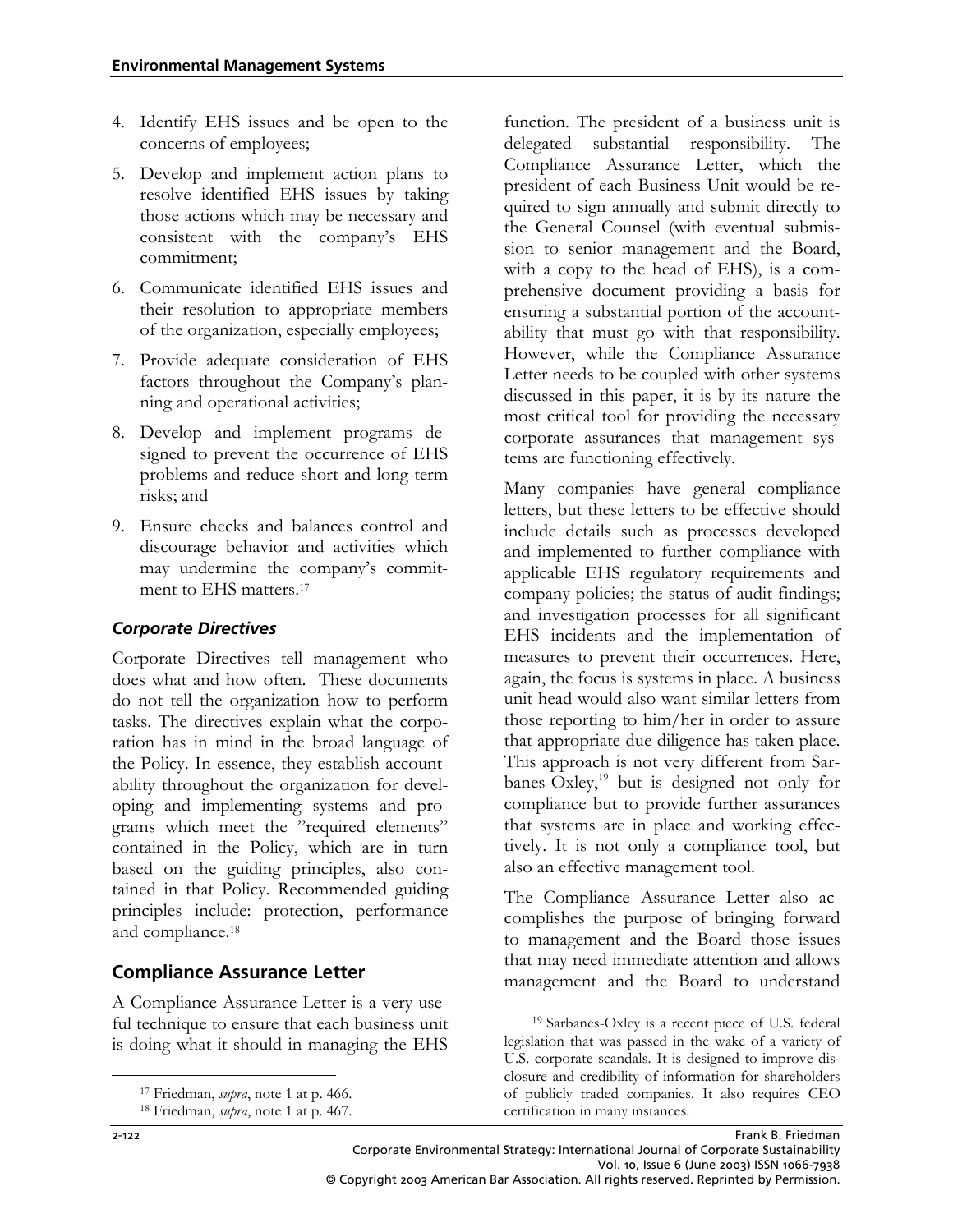4. Identify EHS issues and be open to the concerns of employees;
5. Develop and implement action plans to resolve identified EHS issues by taking those actions which may be necessary and consistent with the company's EHS commitment;
6. Communicate identified EHS issues and their resolution to appropriate members of the organization, especially employees;
7. Provide adequate consideration of EHS factors throughout the Company's planning and operational activities;
8. Develop and implement programs designed to prevent the occurrence of EHS problems and reduce short and long-term risks; and
9. Ensure checks and balances control and discourage behavior and activities which may undermine the company's commitment to EHS matters.[17]

### *Corporate Directives*

Corporate Directives tell management who does what and how often. These documents do not tell the organization how to perform tasks. The directives explain what the corporation has in mind in the broad language of the Policy. In essence, they establish accountability throughout the organization for developing and implementing systems and programs which meet the "required elements" contained in the Policy, which are in turn based on the guiding principles, also contained in that Policy. Recommended guiding principles include: protection, performance and compliance.[18]

## Compliance Assurance Letter

A Compliance Assurance Letter is a very useful technique to ensure that each business unit is doing what it should in managing the EHS function. The president of a business unit is delegated substantial responsibility. The Compliance Assurance Letter, which the president of each Business Unit would be required to sign annually and submit directly to the General Counsel (with eventual submission to senior management and the Board, with a copy to the head of EHS), is a comprehensive document providing a basis for ensuring a substantial portion of the accountability that must go with that responsibility. However, while the Compliance Assurance Letter needs to be coupled with other systems discussed in this paper, it is by its nature the most critical tool for providing the necessary corporate assurances that management systems are functioning effectively.

Many companies have general compliance letters, but these letters to be effective should include details such as processes developed and implemented to further compliance with applicable EHS regulatory requirements and company policies; the status of audit findings; and investigation processes for all significant EHS incidents and the implementation of measures to prevent their occurrences. Here, again, the focus is systems in place. A business unit head would also want similar letters from those reporting to him/her in order to assure that appropriate due diligence has taken place. This approach is not very different from Sarbanes-Oxley,[19] but is designed not only for compliance but to provide further assurances that systems are in place and working effectively. It is not only a compliance tool, but also an effective management tool.

The Compliance Assurance Letter also accomplishes the purpose of bringing forward to management and the Board those issues that may need immediate attention and allows management and the Board to understand

---

[17] Friedman, *supra*, note 1 at p. 466.

[18] Friedman, *supra*, note 1 at p. 467.

[19] Sarbanes-Oxley is a recent piece of U.S. federal legislation that was passed in the wake of a variety of U.S. corporate scandals. It is designed to improve disclosure and credibility of information for shareholders of publicly traded companies. It also requires CEO certification in many instances.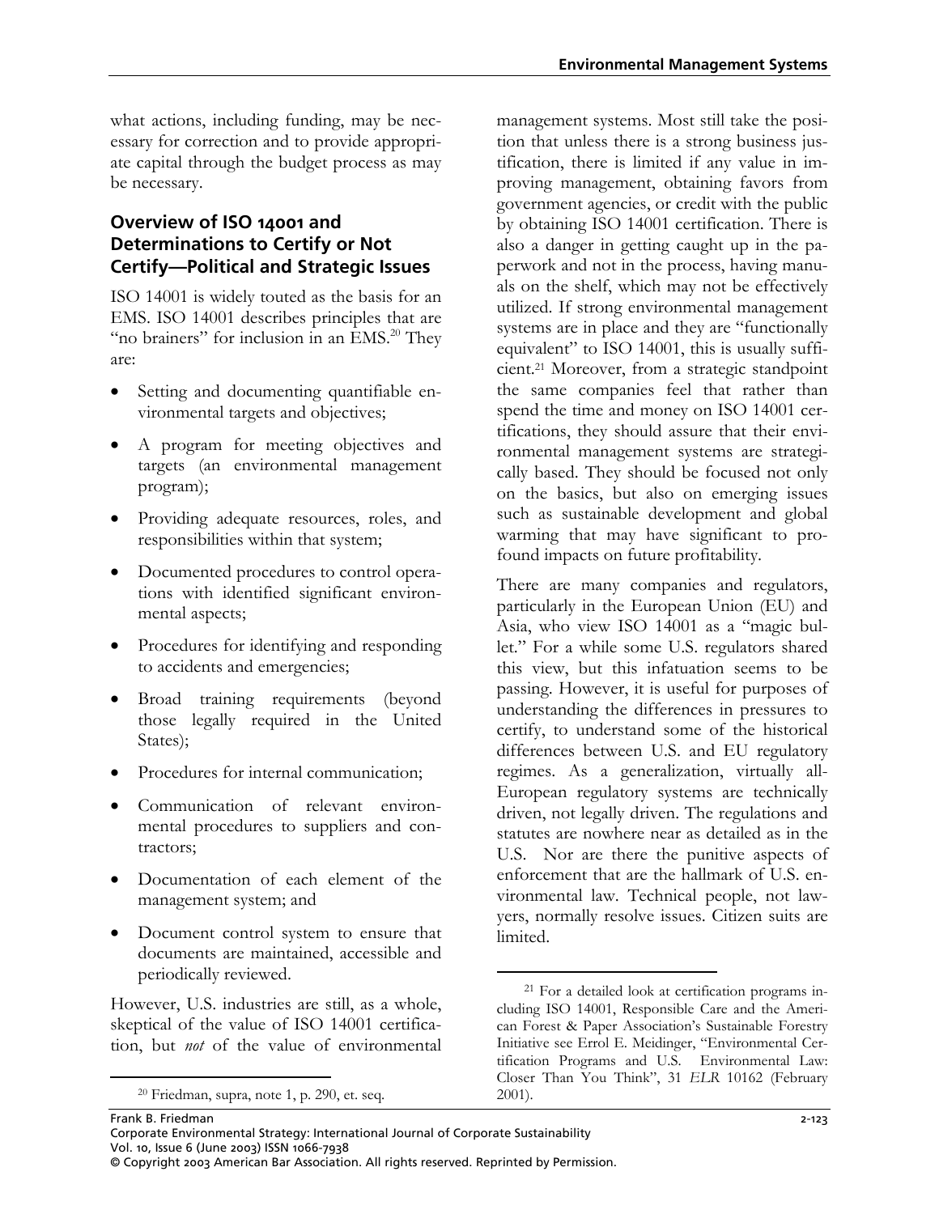what actions, including funding, may be necessary for correction and to provide appropriate capital through the budget process as may be necessary.

## Overview of ISO 14001 and Determinations to Certify or Not Certify—Political and Strategic Issues

ISO 14001 is widely touted as the basis for an EMS. ISO 14001 describes principles that are "no brainers" for inclusion in an EMS.[20] They are:

- Setting and documenting quantifiable environmental targets and objectives;
- A program for meeting objectives and targets (an environmental management program);
- Providing adequate resources, roles, and responsibilities within that system;
- Documented procedures to control operations with identified significant environmental aspects;
- Procedures for identifying and responding to accidents and emergencies;
- Broad training requirements (beyond those legally required in the United States);
- Procedures for internal communication;
- Communication of relevant environmental procedures to suppliers and contractors;
- Documentation of each element of the management system; and
- Document control system to ensure that documents are maintained, accessible and periodically reviewed.

However, U.S. industries are still, as a whole, skeptical of the value of ISO 14001 certification, but *not* of the value of environmental management systems. Most still take the position that unless there is a strong business justification, there is limited if any value in improving management, obtaining favors from government agencies, or credit with the public by obtaining ISO 14001 certification. There is also a danger in getting caught up in the paperwork and not in the process, having manuals on the shelf, which may not be effectively utilized. If strong environmental management systems are in place and they are "functionally equivalent" to ISO 14001, this is usually sufficient.[21] Moreover, from a strategic standpoint the same companies feel that rather than spend the time and money on ISO 14001 certifications, they should assure that their environmental management systems are strategically based. They should be focused not only on the basics, but also on emerging issues such as sustainable development and global warming that may have significant to profound impacts on future profitability.

There are many companies and regulators, particularly in the European Union (EU) and Asia, who view ISO 14001 as a "magic bullet." For a while some U.S. regulators shared this view, but this infatuation seems to be passing. However, it is useful for purposes of understanding the differences in pressures to certify, to understand some of the historical differences between U.S. and EU regulatory regimes. As a generalization, virtually all-European regulatory systems are technically driven, not legally driven. The regulations and statutes are nowhere near as detailed as in the U.S. Nor are there the punitive aspects of enforcement that are the hallmark of U.S. environmental law. Technical people, not lawyers, normally resolve issues. Citizen suits are limited.

---

[20] Friedman, supra, note 1, p. 290, et. seq.

[21] For a detailed look at certification programs including ISO 14001, Responsible Care and the American Forest & Paper Association's Sustainable Forestry Initiative see Errol E. Meidinger, "Environmental Certification Programs and U.S. Environmental Law: Closer Than You Think", 31 *ELR* 10162 (February 2001).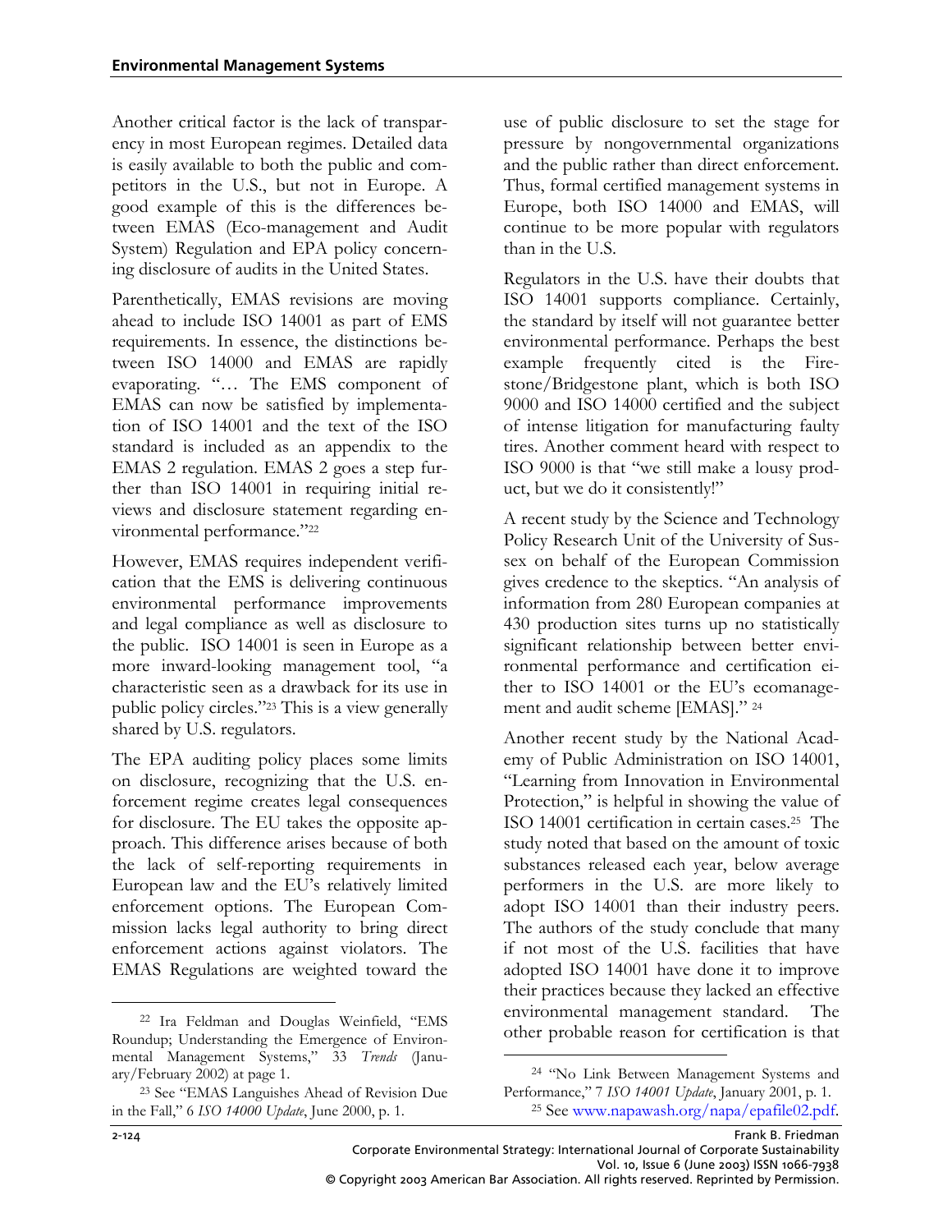Another critical factor is the lack of transparency in most European regimes. Detailed data is easily available to both the public and competitors in the U.S., but not in Europe. A good example of this is the differences between EMAS (Eco-management and Audit System) Regulation and EPA policy concerning disclosure of audits in the United States.

Parenthetically, EMAS revisions are moving ahead to include ISO 14001 as part of EMS requirements. In essence, the distinctions between ISO 14000 and EMAS are rapidly evaporating. "… The EMS component of EMAS can now be satisfied by implementation of ISO 14001 and the text of the ISO standard is included as an appendix to the EMAS 2 regulation. EMAS 2 goes a step further than ISO 14001 in requiring initial reviews and disclosure statement regarding environmental performance."[22]

However, EMAS requires independent verification that the EMS is delivering continuous environmental performance improvements and legal compliance as well as disclosure to the public. ISO 14001 is seen in Europe as a more inward-looking management tool, "a characteristic seen as a drawback for its use in public policy circles."[23] This is a view generally shared by U.S. regulators.

The EPA auditing policy places some limits on disclosure, recognizing that the U.S. enforcement regime creates legal consequences for disclosure. The EU takes the opposite approach. This difference arises because of both the lack of self-reporting requirements in European law and the EU's relatively limited enforcement options. The European Commission lacks legal authority to bring direct enforcement actions against violators. The EMAS Regulations are weighted toward the use of public disclosure to set the stage for pressure by nongovernmental organizations and the public rather than direct enforcement. Thus, formal certified management systems in Europe, both ISO 14000 and EMAS, will continue to be more popular with regulators than in the U.S.

Regulators in the U.S. have their doubts that ISO 14001 supports compliance. Certainly, the standard by itself will not guarantee better environmental performance. Perhaps the best example frequently cited is the Firestone/Bridgestone plant, which is both ISO 9000 and ISO 14000 certified and the subject of intense litigation for manufacturing faulty tires. Another comment heard with respect to ISO 9000 is that "we still make a lousy product, but we do it consistently!"

A recent study by the Science and Technology Policy Research Unit of the University of Sussex on behalf of the European Commission gives credence to the skeptics. "An analysis of information from 280 European companies at 430 production sites turns up no statistically significant relationship between better environmental performance and certification either to ISO 14001 or the EU's ecomanagement and audit scheme [EMAS]." [24]

Another recent study by the National Academy of Public Administration on ISO 14001, "Learning from Innovation in Environmental Protection," is helpful in showing the value of ISO 14001 certification in certain cases.[25] The study noted that based on the amount of toxic substances released each year, below average performers in the U.S. are more likely to adopt ISO 14001 than their industry peers. The authors of the study conclude that many if not most of the U.S. facilities that have adopted ISO 14001 have done it to improve their practices because they lacked an effective environmental management standard. The other probable reason for certification is that

---

[22] Ira Feldman and Douglas Weinfield, "EMS Roundup; Understanding the Emergence of Environmental Management Systems," 33 *Trends* (January/February 2002) at page 1.

[23] See "EMAS Languishes Ahead of Revision Due in the Fall," 6 *ISO 14000 Update*, June 2000, p. 1.

[24] "No Link Between Management Systems and Performance," 7 *ISO 14001 Update*, January 2001, p. 1.

[25] See www.napawash.org/napa/epafile02.pdf.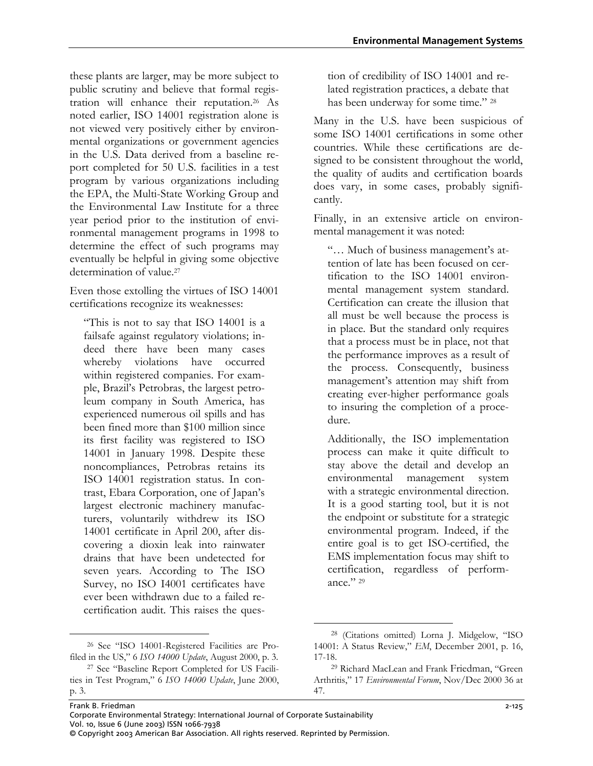these plants are larger, may be more subject to public scrutiny and believe that formal registration will enhance their reputation.[26] As noted earlier, ISO 14001 registration alone is not viewed very positively either by environmental organizations or government agencies in the U.S. Data derived from a baseline report completed for 50 U.S. facilities in a test program by various organizations including the EPA, the Multi-State Working Group and the Environmental Law Institute for a three year period prior to the institution of environmental management programs in 1998 to determine the effect of such programs may eventually be helpful in giving some objective determination of value.[27]

Even those extolling the virtues of ISO 14001 certifications recognize its weaknesses:

> "This is not to say that ISO 14001 is a failsafe against regulatory violations; indeed there have been many cases whereby violations have occurred within registered companies. For example, Brazil's Petrobras, the largest petroleum company in South America, has experienced numerous oil spills and has been fined more than $100 million since its first facility was registered to ISO 14001 in January 1998. Despite these noncompliances, Petrobras retains its ISO 14001 registration status. In contrast, Ebara Corporation, one of Japan's largest electronic machinery manufacturers, voluntarily withdrew its ISO 14001 certificate in April 200, after discovering a dioxin leak into rainwater drains that have been undetected for seven years. According to The ISO Survey, no ISO I4001 certificates have ever been withdrawn due to a failed recertification audit. This raises the question of credibility of ISO 14001 and related registration practices, a debate that has been underway for some time." [28]

Many in the U.S. have been suspicious of some ISO 14001 certifications in some other countries. While these certifications are designed to be consistent throughout the world, the quality of audits and certification boards does vary, in some cases, probably significantly.

Finally, in an extensive article on environmental management it was noted:

> "… Much of business management's attention of late has been focused on certification to the ISO 14001 environmental management system standard. Certification can create the illusion that all must be well because the process is in place. But the standard only requires that a process must be in place, not that the performance improves as a result of the process. Consequently, business management's attention may shift from creating ever-higher performance goals to insuring the completion of a procedure.
>
> Additionally, the ISO implementation process can make it quite difficult to stay above the detail and develop an environmental management system with a strategic environmental direction. It is a good starting tool, but it is not the endpoint or substitute for a strategic environmental program. Indeed, if the entire goal is to get ISO-certified, the EMS implementation focus may shift to certification, regardless of performance." [29]

---

[26] See "ISO 14001-Registered Facilities are Profiled in the US," 6 *ISO 14000 Update*, August 2000, p. 3.

[27] See "Baseline Report Completed for US Facilities in Test Program," 6 *ISO 14000 Update*, June 2000, p. 3.

[28] (Citations omitted) Lorna J. Midgelow, "ISO 14001: A Status Review," *EM*, December 2001, p. 16, 17-18.

[29] Richard MacLean and Frank Friedman, "Green Arthritis," 17 *Environmental Forum*, Nov/Dec 2000 36 at 47.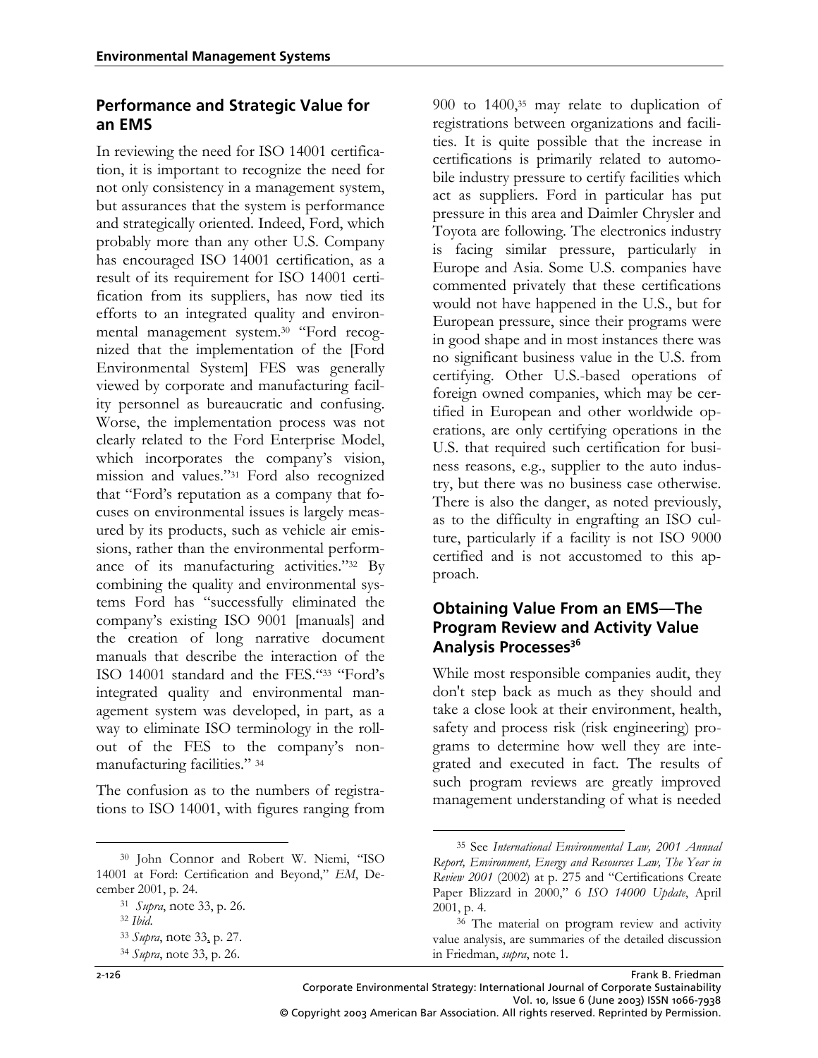## Performance and Strategic Value for an EMS

In reviewing the need for ISO 14001 certification, it is important to recognize the need for not only consistency in a management system, but assurances that the system is performance and strategically oriented. Indeed, Ford, which probably more than any other U.S. Company has encouraged ISO 14001 certification, as a result of its requirement for ISO 14001 certification from its suppliers, has now tied its efforts to an integrated quality and environmental management system.[30] "Ford recognized that the implementation of the [Ford Environmental System] FES was generally viewed by corporate and manufacturing facility personnel as bureaucratic and confusing. Worse, the implementation process was not clearly related to the Ford Enterprise Model, which incorporates the company's vision, mission and values."[31] Ford also recognized that "Ford's reputation as a company that focuses on environmental issues is largely measured by its products, such as vehicle air emissions, rather than the environmental performance of its manufacturing activities."[32] By combining the quality and environmental systems Ford has "successfully eliminated the company's existing ISO 9001 [manuals] and the creation of long narrative document manuals that describe the interaction of the ISO 14001 standard and the FES."[33] "Ford's integrated quality and environmental management system was developed, in part, as a way to eliminate ISO terminology in the roll-out of the FES to the company's non-manufacturing facilities." [34]

The confusion as to the numbers of registrations to ISO 14001, with figures ranging from 900 to 1400,[35] may relate to duplication of registrations between organizations and facilities. It is quite possible that the increase in certifications is primarily related to automobile industry pressure to certify facilities which act as suppliers. Ford in particular has put pressure in this area and Daimler Chrysler and Toyota are following. The electronics industry is facing similar pressure, particularly in Europe and Asia. Some U.S. companies have commented privately that these certifications would not have happened in the U.S., but for European pressure, since their programs were in good shape and in most instances there was no significant business value in the U.S. from certifying. Other U.S.-based operations of foreign owned companies, which may be certified in European and other worldwide operations, are only certifying operations in the U.S. that required such certification for business reasons, e.g., supplier to the auto industry, but there was no business case otherwise. There is also the danger, as noted previously, as to the difficulty in engrafting an ISO culture, particularly if a facility is not ISO 9000 certified and is not accustomed to this approach.

## Obtaining Value From an EMS—The Program Review and Activity Value Analysis Processes[36]

While most responsible companies audit, they don't step back as much as they should and take a close look at their environment, health, safety and process risk (risk engineering) programs to determine how well they are integrated and executed in fact. The results of such program reviews are greatly improved management understanding of what is needed

---

[30] John Connor and Robert W. Niemi, "ISO 14001 at Ford: Certification and Beyond," *EM*, December 2001, p. 24.

[31] *Supra*, note 33, p. 26.

[32] *Ibid*.

[33] *Supra*, note 33, p. 27.

[34] *Supra*, note 33, p. 26.

[35] See *International Environmental Law, 2001 Annual Report, Environment, Energy and Resources Law, The Year in Review 2001* (2002) at p. 275 and "Certifications Create Paper Blizzard in 2000," 6 *ISO 14000 Update*, April 2001, p. 4.

[36] The material on program review and activity value analysis, are summaries of the detailed discussion in Friedman, *supra*, note 1.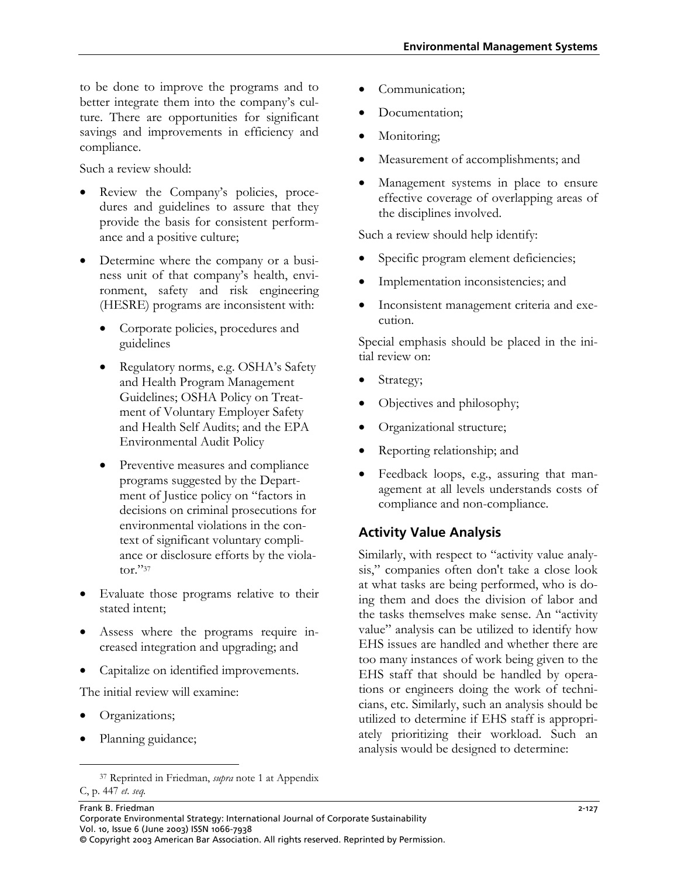to be done to improve the programs and to better integrate them into the company's culture. There are opportunities for significant savings and improvements in efficiency and compliance.

Such a review should:

- Review the Company's policies, procedures and guidelines to assure that they provide the basis for consistent performance and a positive culture;
- Determine where the company or a business unit of that company's health, environment, safety and risk engineering (HESRE) programs are inconsistent with:
  - Corporate policies, procedures and guidelines
  - Regulatory norms, e.g. OSHA's Safety and Health Program Management Guidelines; OSHA Policy on Treatment of Voluntary Employer Safety and Health Self Audits; and the EPA Environmental Audit Policy
  - Preventive measures and compliance programs suggested by the Department of Justice policy on "factors in decisions on criminal prosecutions for environmental violations in the context of significant voluntary compliance or disclosure efforts by the violator."[37]
- Evaluate those programs relative to their stated intent;
- Assess where the programs require increased integration and upgrading; and
- Capitalize on identified improvements.

The initial review will examine:

- Organizations;
- Planning guidance;
- Communication;
- Documentation;
- Monitoring;
- Measurement of accomplishments; and
- Management systems in place to ensure effective coverage of overlapping areas of the disciplines involved.

Such a review should help identify:

- Specific program element deficiencies;
- Implementation inconsistencies; and
- Inconsistent management criteria and execution.

Special emphasis should be placed in the initial review on:

- Strategy;
- Objectives and philosophy;
- Organizational structure;
- Reporting relationship; and
- Feedback loops, e.g., assuring that management at all levels understands costs of compliance and non-compliance.

## Activity Value Analysis

Similarly, with respect to "activity value analysis," companies often don't take a close look at what tasks are being performed, who is doing them and does the division of labor and the tasks themselves make sense. An "activity value" analysis can be utilized to identify how EHS issues are handled and whether there are too many instances of work being given to the EHS staff that should be handled by operations or engineers doing the work of technicians, etc. Similarly, such an analysis should be utilized to determine if EHS staff is appropriately prioritizing their workload. Such an analysis would be designed to determine:

---

[37] Reprinted in Friedman, *supra* note 1 at Appendix C, p. 447 *et. seq.*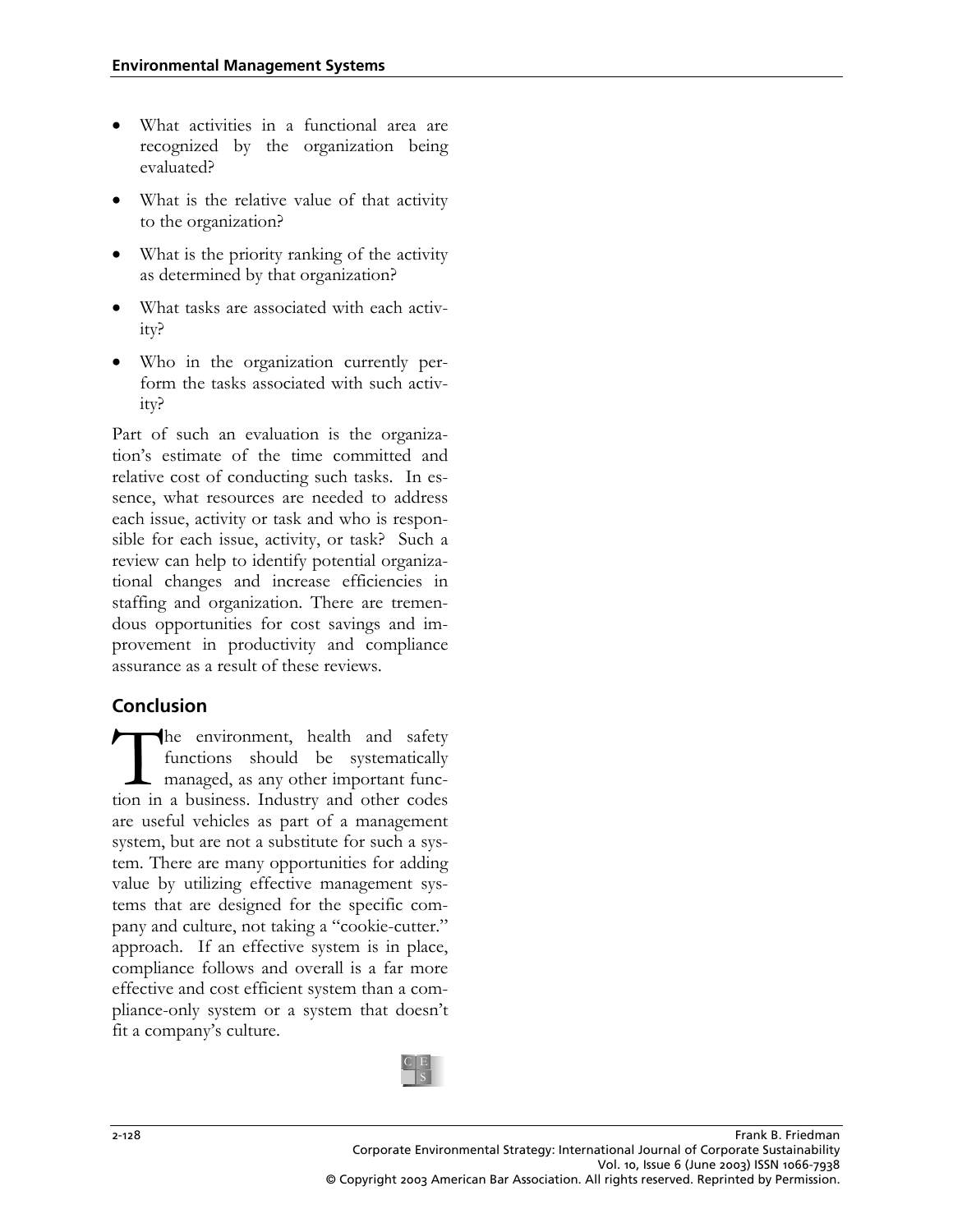- What activities in a functional area are recognized by the organization being evaluated?
- What is the relative value of that activity to the organization?
- What is the priority ranking of the activity as determined by that organization?
- What tasks are associated with each activity?
- Who in the organization currently perform the tasks associated with such activity?

Part of such an evaluation is the organization's estimate of the time committed and relative cost of conducting such tasks. In essence, what resources are needed to address each issue, activity or task and who is responsible for each issue, activity, or task? Such a review can help to identify potential organizational changes and increase efficiencies in staffing and organization. There are tremendous opportunities for cost savings and improvement in productivity and compliance assurance as a result of these reviews.

## Conclusion

The environment, health and safety functions should be systematically managed, as any other important function in a business. Industry and other codes are useful vehicles as part of a management system, but are not a substitute for such a system. There are many opportunities for adding value by utilizing effective management systems that are designed for the specific company and culture, not taking a "cookie-cutter." approach. If an effective system is in place, compliance follows and overall is a far more effective and cost efficient system than a compliance-only system or a system that doesn't fit a company's culture.